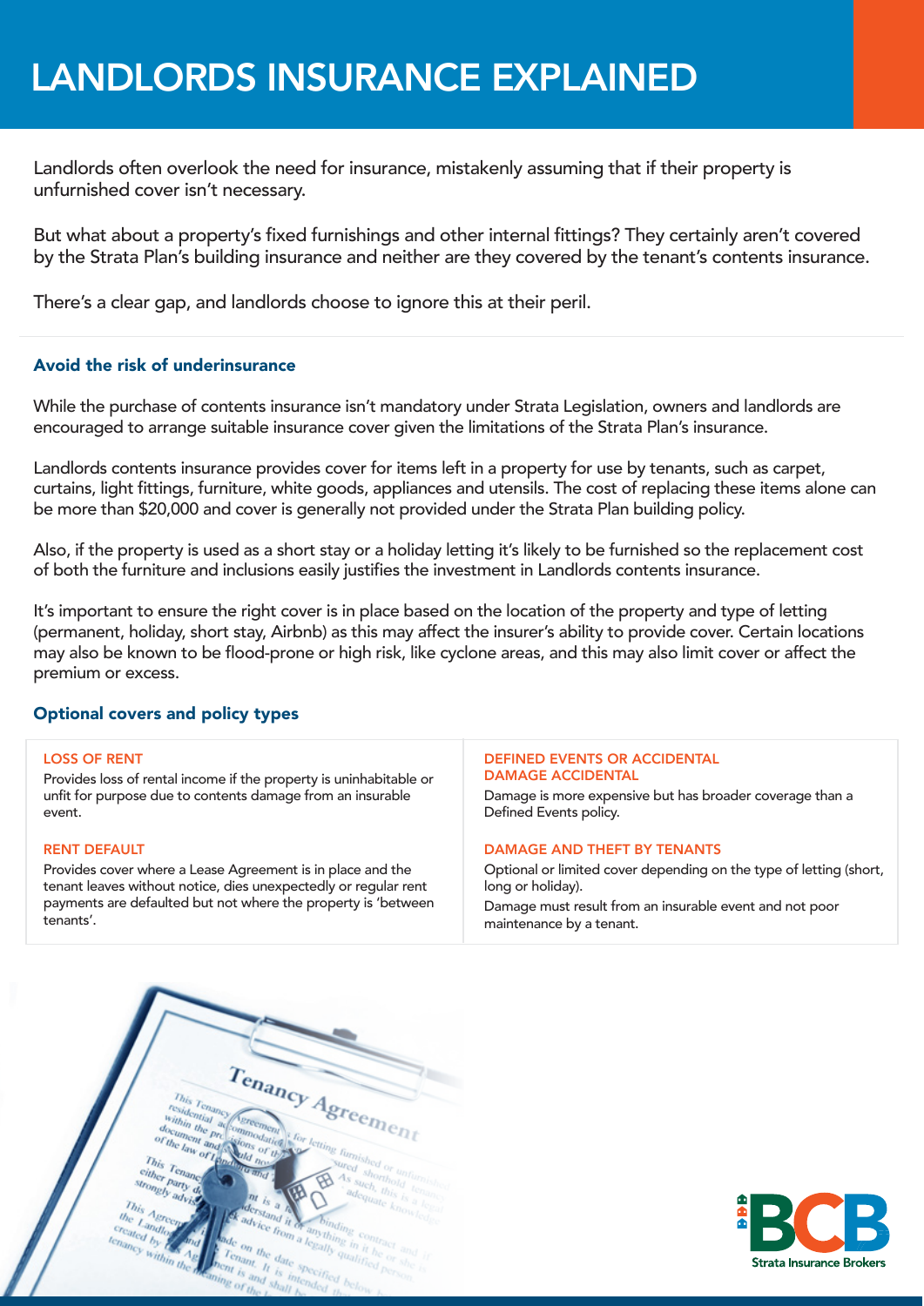# LANDLORDS INSURANCE EXPLAINED

Landlords often overlook the need for insurance, mistakenly assuming that if their property is unfurnished cover isn't necessary.

But what about a property's fixed furnishings and other internal fittings? They certainly aren't covered by the Strata Plan's building insurance and neither are they covered by the tenant's contents insurance.

There's a clear gap, and landlords choose to ignore this at their peril.

## Avoid the risk of underinsurance

While the purchase of contents insurance isn't mandatory under Strata Legislation, owners and landlords are encouraged to arrange suitable insurance cover given the limitations of the Strata Plan's insurance.

Landlords contents insurance provides cover for items left in a property for use by tenants, such as carpet, curtains, light fittings, furniture, white goods, appliances and utensils. The cost of replacing these items alone can be more than $20,000 and cover is generally not provided under the Strata Plan building policy.

Also, if the property is used as a short stay or a holiday letting it's likely to be furnished so the replacement cost of both the furniture and inclusions easily justifies the investment in Landlords contents insurance.

It's important to ensure the right cover is in place based on the location of the property and type of letting (permanent, holiday, short stay, Airbnb) as this may affect the insurer's ability to provide cover. Certain locations may also be known to be flood-prone or high risk, like cyclone areas, and this may also limit cover or affect the premium or excess.

## Optional covers and policy types

### LOSS OF RENT

Provides loss of rental income if the property is uninhabitable or unfit for purpose due to contents damage from an insurable event.

### RENT DEFAULT

Provides cover where a Lease Agreement is in place and the tenant leaves without notice, dies unexpectedly or regular rent payments are defaulted but not where the property is 'between tenants'.

### DEFINED EVENTS OR ACCIDENTAL DAMAGE ACCIDENTAL

Damage is more expensive but has broader coverage than a Defined Events policy.

### DAMAGE AND THEFT BY TENANTS

Optional or limited cover depending on the type of letting (short, long or holiday).

Damage must result from an insurable event and not poor maintenance by a tenant.

BCB Strata Insurance Brokers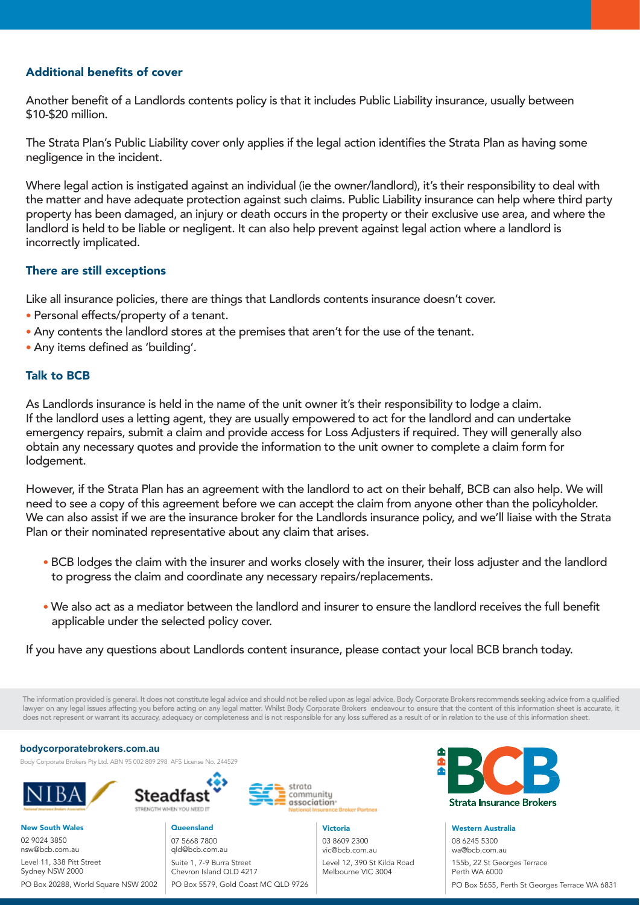### Additional benefits of cover

Another benefit of a Landlords contents policy is that it includes Public Liability insurance, usually between $10-$20 million.

The Strata Plan's Public Liability cover only applies if the legal action identifies the Strata Plan as having some negligence in the incident.

Where legal action is instigated against an individual (ie the owner/landlord), it's their responsibility to deal with the matter and have adequate protection against such claims. Public Liability insurance can help where third party property has been damaged, an injury or death occurs in the property or their exclusive use area, and where the landlord is held to be liable or negligent. It can also help prevent against legal action where a landlord is incorrectly implicated.

### There are still exceptions

Like all insurance policies, there are things that Landlords contents insurance doesn't cover.

- Personal effects/property of a tenant.
- Any contents the landlord stores at the premises that aren't for the use of the tenant.
- Any items defined as 'building'.

### Talk to BCB

As Landlords insurance is held in the name of the unit owner it's their responsibility to lodge a claim. If the landlord uses a letting agent, they are usually empowered to act for the landlord and can undertake emergency repairs, submit a claim and provide access for Loss Adjusters if required. They will generally also obtain any necessary quotes and provide the information to the unit owner to complete a claim form for lodgement.

However, if the Strata Plan has an agreement with the landlord to act on their behalf, BCB can also help. We will need to see a copy of this agreement before we can accept the claim from anyone other than the policyholder. We can also assist if we are the insurance broker for the Landlords insurance policy, and we'll liaise with the Strata Plan or their nominated representative about any claim that arises.

- BCB lodges the claim with the insurer and works closely with the insurer, their loss adjuster and the landlord to progress the claim and coordinate any necessary repairs/replacements.
- We also act as a mediator between the landlord and insurer to ensure the landlord receives the full benefit applicable under the selected policy cover.

If you have any questions about Landlords content insurance, please contact your local BCB branch today.

The information provided is general. It does not constitute legal advice and should not be relied upon as legal advice. Body Corporate Brokers recommends seeking advice from a qualified lawyer on any legal issues affecting you before acting on any legal matter. Whilst Body Corporate Brokers endeavour to ensure that the content of this information sheet is accurate, it does not represent or warrant its accuracy, adequacy or completeness and is not responsible for any loss suffered as a result of or in relation to the use of this information sheet.

**bodycorporatebrokers.com.au**

Body Corporate Brokers Pty Ltd. ABN 95 002 809 298 AFS License No. 244529

BCB Strata Insurance Brokers

**New South Wales**
02 9024 3850
nsw@bcb.com.au
Level 11, 338 Pitt Street
Sydney NSW 2000
PO Box 20288, World Square NSW 2002

**Queensland**
07 5668 7800
qld@bcb.com.au
Suite 1, 7-9 Burra Street
Chevron Island QLD 4217
PO Box 5579, Gold Coast MC QLD 9726

**Victoria**
03 8609 2300
vic@bcb.com.au
Level 12, 390 St Kilda Road
Melbourne VIC 3004

**Western Australia**
08 6245 5300
wa@bcb.com.au
155b, 22 St Georges Terrace
Perth WA 6000
PO Box 5655, Perth St Georges Terrace WA 6831